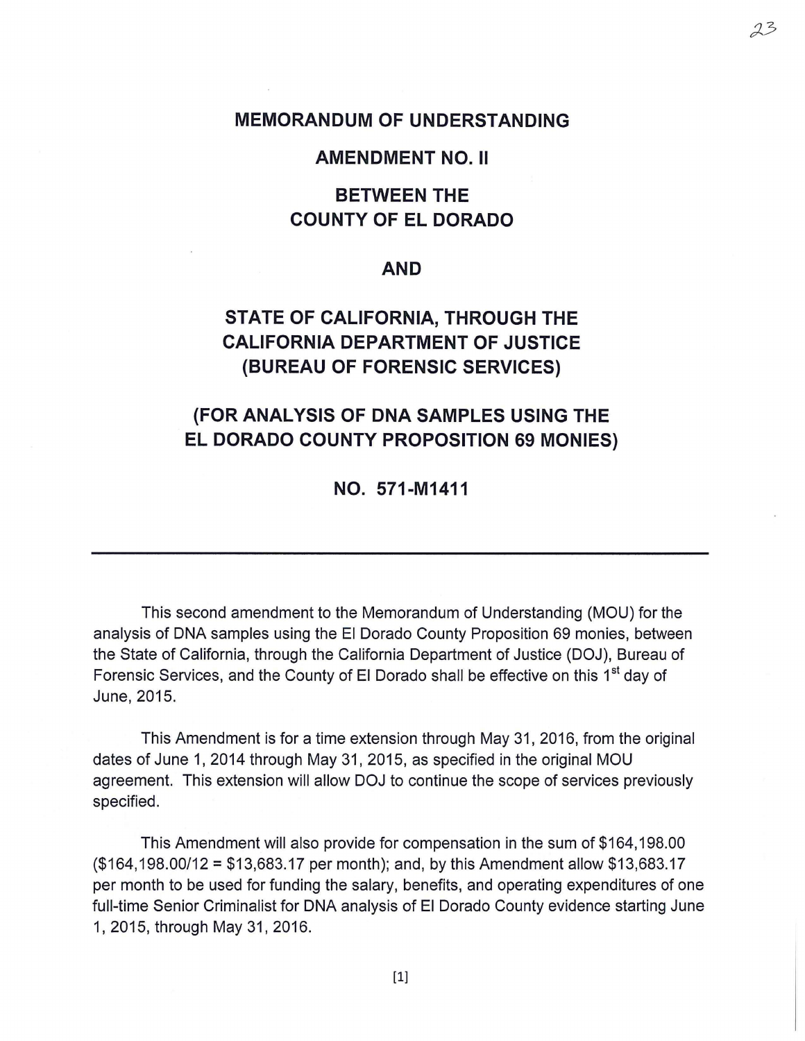# MEMORANDUM OF UNDERSTANDING

## AMENDMENT NO. II

## BETWEEN THE COUNTY OF EL DORADO

## AND

## STATE OF CALIFORNIA, THROUGH THE CALIFORNIA DEPARTMENT OF JUSTICE (BUREAU OF FORENSIC SERVICES)

## (FOR ANALYSIS OF DNA SAMPLES USING THE EL DORADO COUNTY PROPOSITION 69 MONIES)

## NO. 571-M1411

---

This second amendment to the Memorandum of Understanding (MOU) for the analysis of DNA samples using the El Dorado County Proposition 69 monies, between the State of California, through the California Department of Justice (DOJ), Bureau of Forensic Services, and the County of El Dorado shall be effective on this 1st day of June, 2015.

This Amendment is for a time extension through May 31, 2016, from the original dates of June 1, 2014 through May 31, 2015, as specified in the original MOU agreement. This extension will allow DOJ to continue the scope of services previously specified.

This Amendment will also provide for compensation in the sum of $164,198.00 ($164,198.00/12 = $13,683.17 per month); and, by this Amendment allow $13,683.17 per month to be used for funding the salary, benefits, and operating expenditures of one full-time Senior Criminalist for DNA analysis of El Dorado County evidence starting June 1, 2015, through May 31, 2016.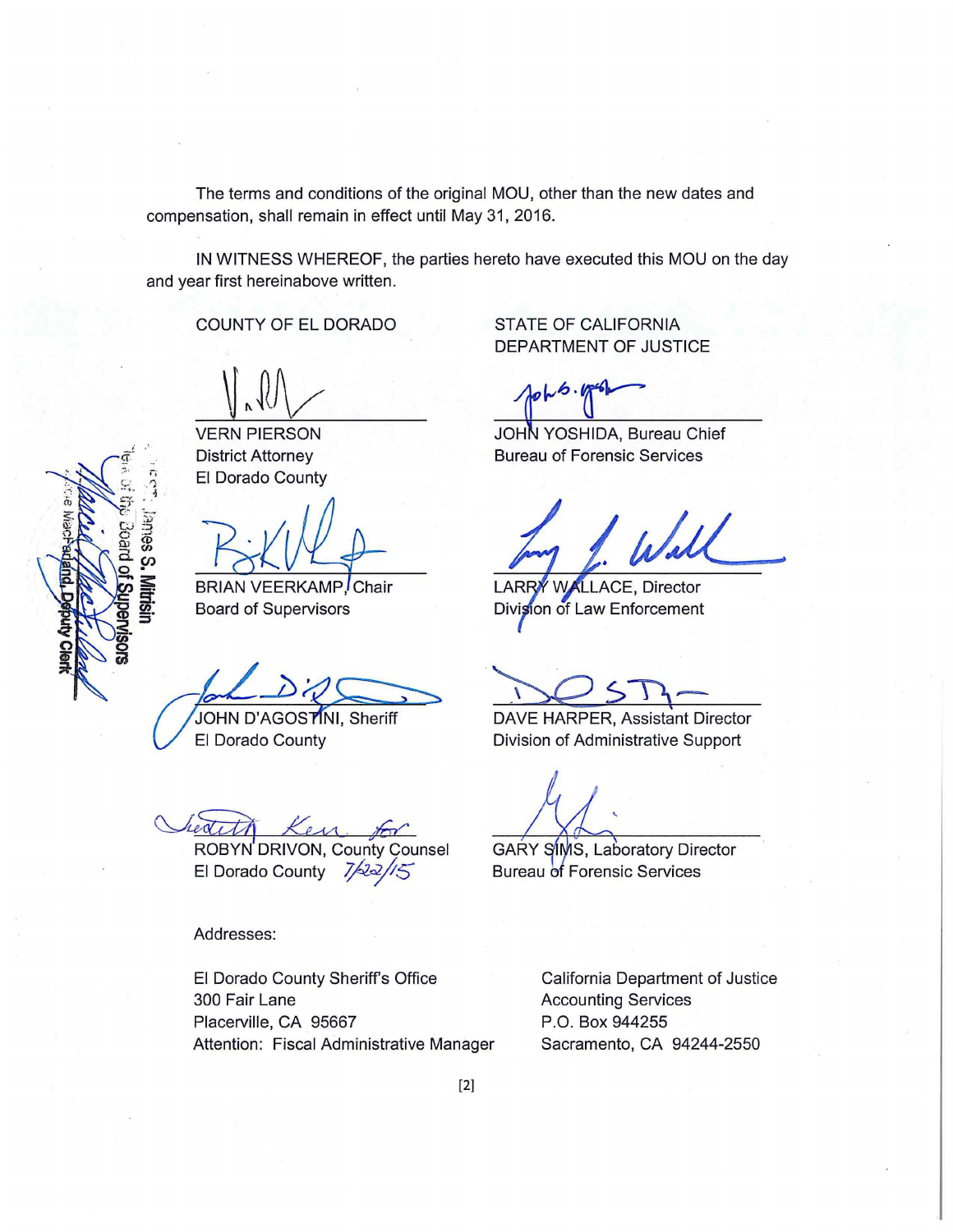The terms and conditions of the original MOU, other than the new dates and compensation, shall remain in effect until May 31, 2016.

IN WITNESS WHEREOF, the parties hereto have executed this MOU on the day and year first hereinabove written.

| COUNTY OF EL DORADO | STATE OF CALIFORNIA DEPARTMENT OF JUSTICE |
|---|---|
| VERN PIERSON<br>District Attorney<br>El Dorado County | JOHN YOSHIDA, Bureau Chief<br>Bureau of Forensic Services |
| BRIAN VEERKAMP, Chair<br>Board of Supervisors | LARRY WALLACE, Director<br>Division of Law Enforcement |
| JOHN D'AGOSTINI, Sheriff<br>El Dorado County | DAVE HARPER, Assistant Director<br>Division of Administrative Support |
| Judith Kerr for<br>ROBYN DRIVON, County Counsel<br>El Dorado County 7/22/15 | GARY SIMS, Laboratory Director<br>Bureau of Forensic Services |

Attest: James S. Mitrisin
Clerk of the Board of Supervisors
Marcie MacFarland, Deputy Clerk

Addresses:

| El Dorado County Sheriff's Office | California Department of Justice |
|---|---|
| 300 Fair Lane | Accounting Services |
| Placerville, CA 95667 | P.O. Box 944255 |
| Attention: Fiscal Administrative Manager | Sacramento, CA 94244-2550 |